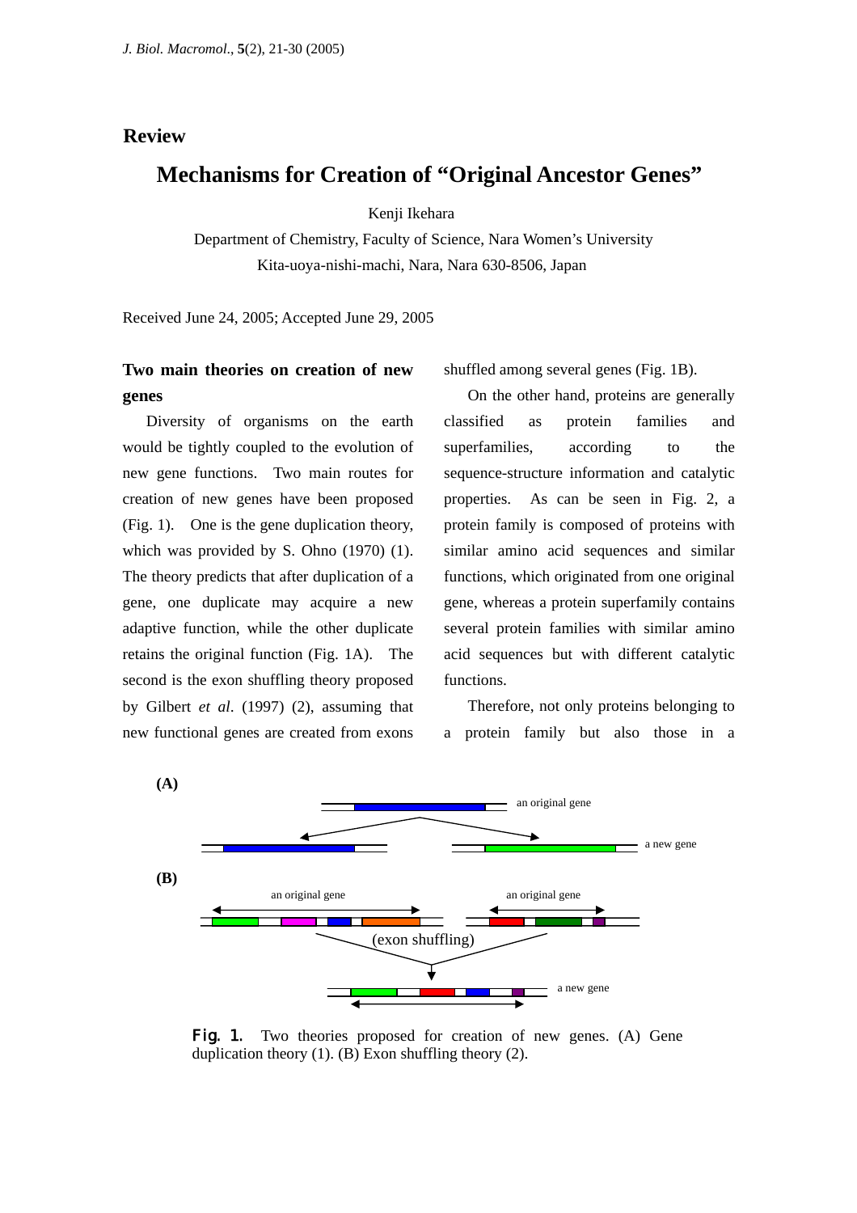## Review

# Mechanisms for Creation of "Original Ancestor Genes"

Kenji Ikehara

Department of Chemistry, Faculty of Science, Nara Women's University
Kita-uoya-nishi-machi, Nara, Nara 630-8506, Japan

Received June 24, 2005; Accepted June 29, 2005

### Two main theories on creation of new genes

Diversity of organisms on the earth would be tightly coupled to the evolution of new gene functions. Two main routes for creation of new genes have been proposed (Fig. 1). One is the gene duplication theory, which was provided by S. Ohno (1970) (1). The theory predicts that after duplication of a gene, one duplicate may acquire a new adaptive function, while the other duplicate retains the original function (Fig. 1A). The second is the exon shuffling theory proposed by Gilbert *et al*. (1997) (2), assuming that new functional genes are created from exons shuffled among several genes (Fig. 1B).

On the other hand, proteins are generally classified as protein families and superfamilies, according to the sequence-structure information and catalytic properties. As can be seen in Fig. 2, a protein family is composed of proteins with similar amino acid sequences and similar functions, which originated from one original gene, whereas a protein superfamily contains several protein families with similar amino acid sequences but with different catalytic functions.

Therefore, not only proteins belonging to a protein family but also those in a

**Fig. 1.** Two theories proposed for creation of new genes. (A) Gene duplication theory (1). (B) Exon shuffling theory (2).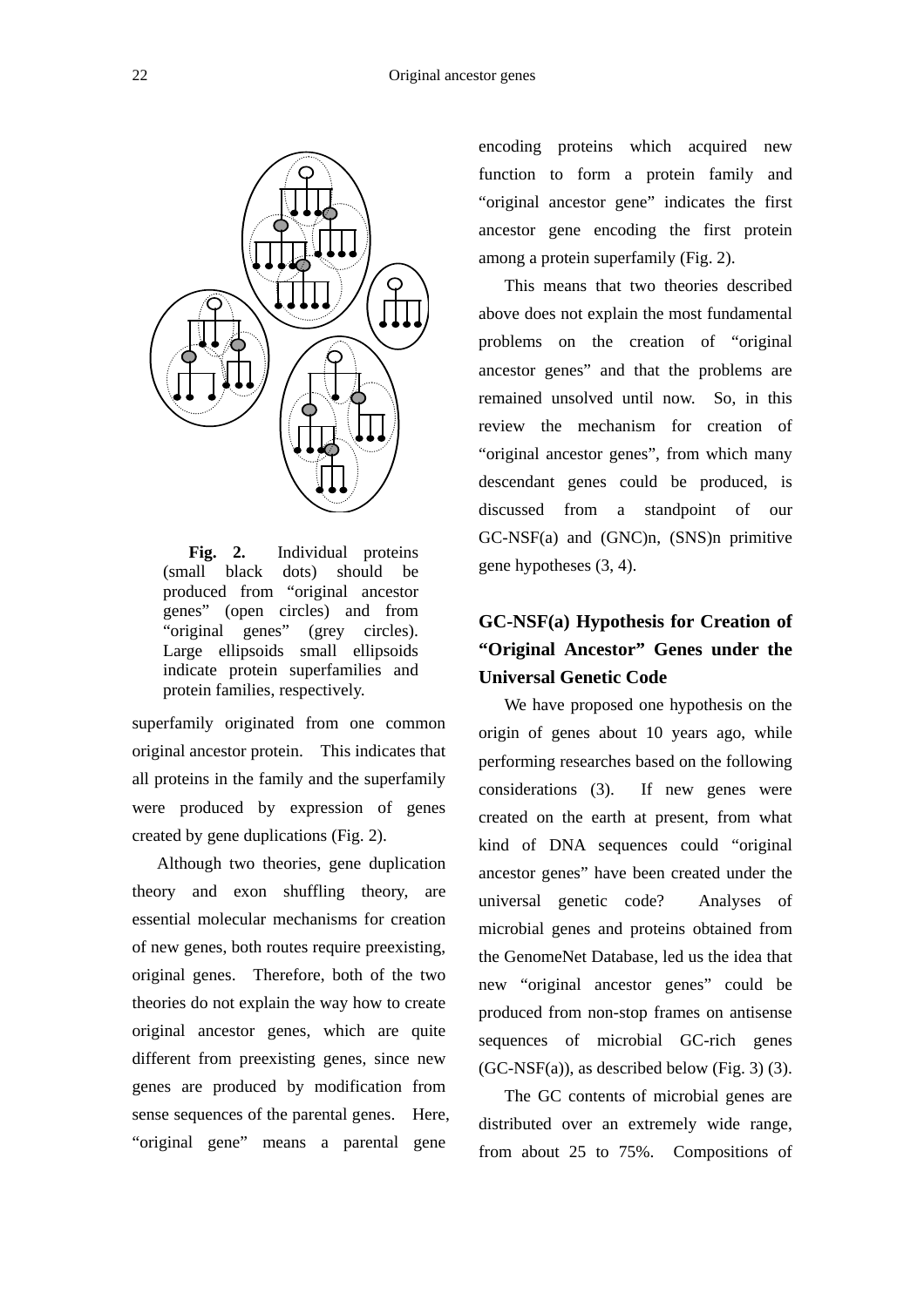**Fig. 2.** Individual proteins (small black dots) should be produced from "original ancestor genes" (open circles) and from "original genes" (grey circles). Large ellipsoids small ellipsoids indicate protein superfamilies and protein families, respectively.

superfamily originated from one common original ancestor protein. This indicates that all proteins in the family and the superfamily were produced by expression of genes created by gene duplications (Fig. 2).

Although two theories, gene duplication theory and exon shuffling theory, are essential molecular mechanisms for creation of new genes, both routes require preexisting, original genes. Therefore, both of the two theories do not explain the way how to create original ancestor genes, which are quite different from preexisting genes, since new genes are produced by modification from sense sequences of the parental genes. Here, "original gene" means a parental gene encoding proteins which acquired new function to form a protein family and "original ancestor gene" indicates the first ancestor gene encoding the first protein among a protein superfamily (Fig. 2).

This means that two theories described above does not explain the most fundamental problems on the creation of "original ancestor genes" and that the problems are remained unsolved until now. So, in this review the mechanism for creation of "original ancestor genes", from which many descendant genes could be produced, is discussed from a standpoint of our GC-NSF(a) and (GNC)n, (SNS)n primitive gene hypotheses (3, 4).

## GC-NSF(a) Hypothesis for Creation of "Original Ancestor" Genes under the Universal Genetic Code

We have proposed one hypothesis on the origin of genes about 10 years ago, while performing researches based on the following considerations (3). If new genes were created on the earth at present, from what kind of DNA sequences could "original ancestor genes" have been created under the universal genetic code? Analyses of microbial genes and proteins obtained from the GenomeNet Database, led us the idea that new "original ancestor genes" could be produced from non-stop frames on antisense sequences of microbial GC-rich genes (GC-NSF(a)), as described below (Fig. 3) (3).

The GC contents of microbial genes are distributed over an extremely wide range, from about 25 to 75%. Compositions of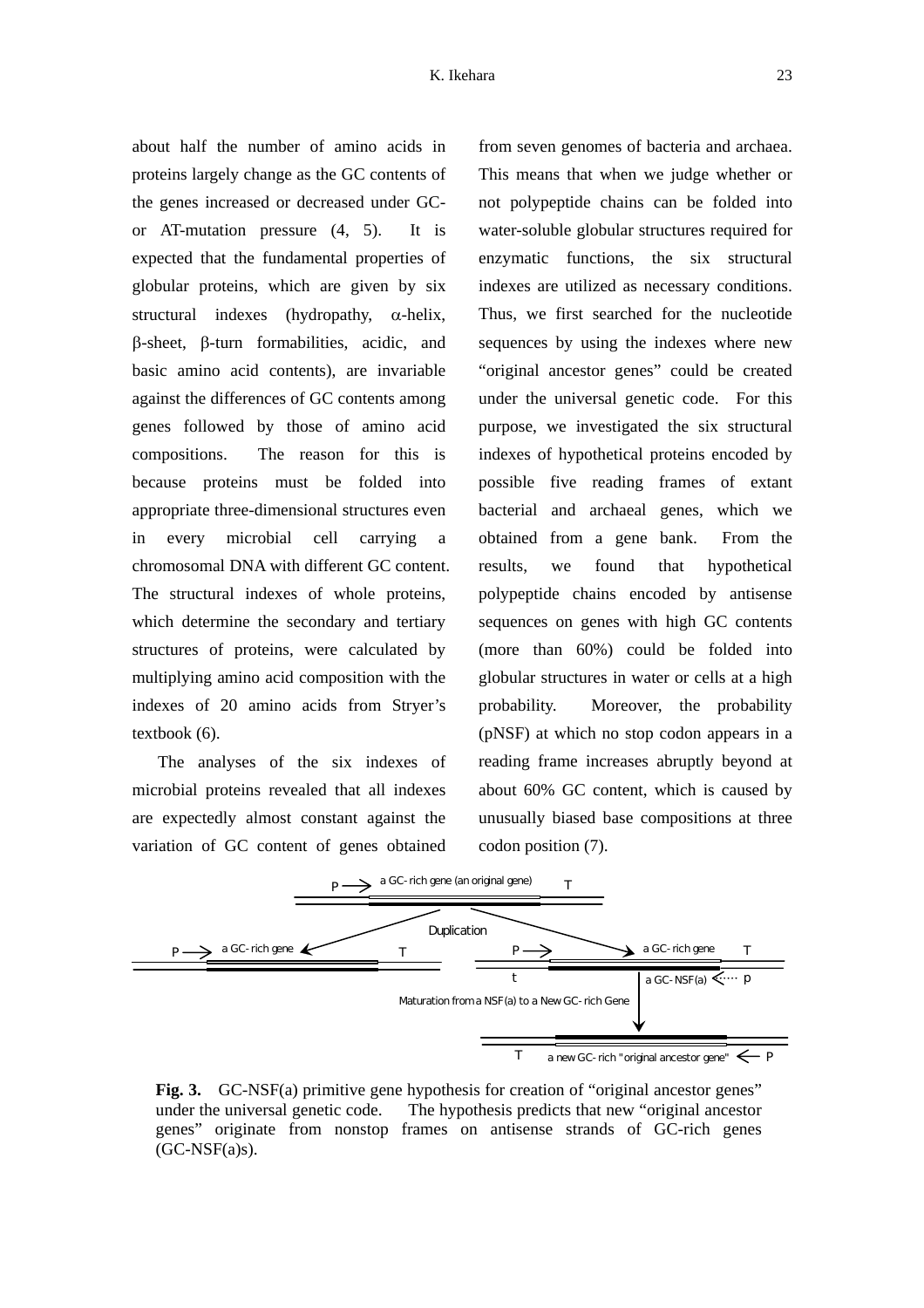about half the number of amino acids in proteins largely change as the GC contents of the genes increased or decreased under GC- or AT-mutation pressure (4, 5). It is expected that the fundamental properties of globular proteins, which are given by six structural indexes (hydropathy, α-helix, β-sheet, β-turn formabilities, acidic, and basic amino acid contents), are invariable against the differences of GC contents among genes followed by those of amino acid compositions. The reason for this is because proteins must be folded into appropriate three-dimensional structures even in every microbial cell carrying a chromosomal DNA with different GC content. The structural indexes of whole proteins, which determine the secondary and tertiary structures of proteins, were calculated by multiplying amino acid composition with the indexes of 20 amino acids from Stryer's textbook (6).

The analyses of the six indexes of microbial proteins revealed that all indexes are expectedly almost constant against the variation of GC content of genes obtained from seven genomes of bacteria and archaea. This means that when we judge whether or not polypeptide chains can be folded into water-soluble globular structures required for enzymatic functions, the six structural indexes are utilized as necessary conditions. Thus, we first searched for the nucleotide sequences by using the indexes where new "original ancestor genes" could be created under the universal genetic code. For this purpose, we investigated the six structural indexes of hypothetical proteins encoded by possible five reading frames of extant bacterial and archaeal genes, which we obtained from a gene bank. From the results, we found that hypothetical polypeptide chains encoded by antisense sequences on genes with high GC contents (more than 60%) could be folded into globular structures in water or cells at a high probability. Moreover, the probability (pNSF) at which no stop codon appears in a reading frame increases abruptly beyond at about 60% GC content, which is caused by unusually biased base compositions at three codon position (7).

**Fig. 3.** GC-NSF(a) primitive gene hypothesis for creation of "original ancestor genes" under the universal genetic code. The hypothesis predicts that new "original ancestor genes" originate from nonstop frames on antisense strands of GC-rich genes (GC-NSF(a)s).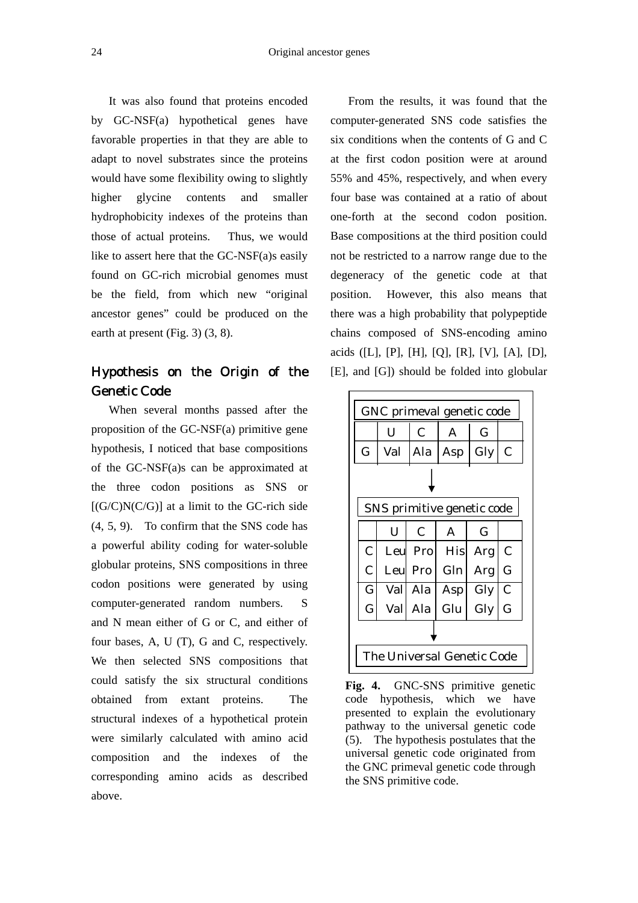It was also found that proteins encoded by GC-NSF(a) hypothetical genes have favorable properties in that they are able to adapt to novel substrates since the proteins would have some flexibility owing to slightly higher glycine contents and smaller hydrophobicity indexes of the proteins than those of actual proteins. Thus, we would like to assert here that the GC-NSF(a)s easily found on GC-rich microbial genomes must be the field, from which new "original ancestor genes" could be produced on the earth at present (Fig. 3) (3, 8).

## Hypothesis on the Origin of the Genetic Code

When several months passed after the proposition of the GC-NSF(a) primitive gene hypothesis, I noticed that base compositions of the GC-NSF(a)s can be approximated at the three codon positions as SNS or [(G/C)N(C/G)] at a limit to the GC-rich side (4, 5, 9). To confirm that the SNS code has a powerful ability coding for water-soluble globular proteins, SNS compositions in three codon positions were generated by using computer-generated random numbers. S and N mean either of G or C, and either of four bases, A, U (T), G and C, respectively. We then selected SNS compositions that could satisfy the six structural conditions obtained from extant proteins. The structural indexes of a hypothetical protein were similarly calculated with amino acid composition and the indexes of the corresponding amino acids as described above.

From the results, it was found that the computer-generated SNS code satisfies the six conditions when the contents of G and C at the first codon position were at around 55% and 45%, respectively, and when every four base was contained at a ratio of about one-forth at the second codon position. Base compositions at the third position could not be restricted to a narrow range due to the degeneracy of the genetic code at that position. However, this also means that there was a high probability that polypeptide chains composed of SNS-encoding amino acids ([L], [P], [H], [Q], [R], [V], [A], [D], [E], and [G]) should be folded into globular

**GNC primeval genetic code**

| | U | C | A | G | |
|---|---|---|---|---|---|
| G | Val | Ala | Asp | Gly | C |

↓

**SNS primitive genetic code**

| | U | C | A | G | |
|---|---|---|---|---|---|
| C | Leu | Pro | His | Arg | C |
| C | Leu | Pro | Gln | Arg | G |
| G | Val | Ala | Asp | Gly | C |
| G | Val | Ala | Glu | Gly | G |

↓

**The Universal Genetic Code**

**Fig. 4.** GNC-SNS primitive genetic code hypothesis, which we have presented to explain the evolutionary pathway to the universal genetic code (5). The hypothesis postulates that the universal genetic code originated from the GNC primeval genetic code through the SNS primitive code.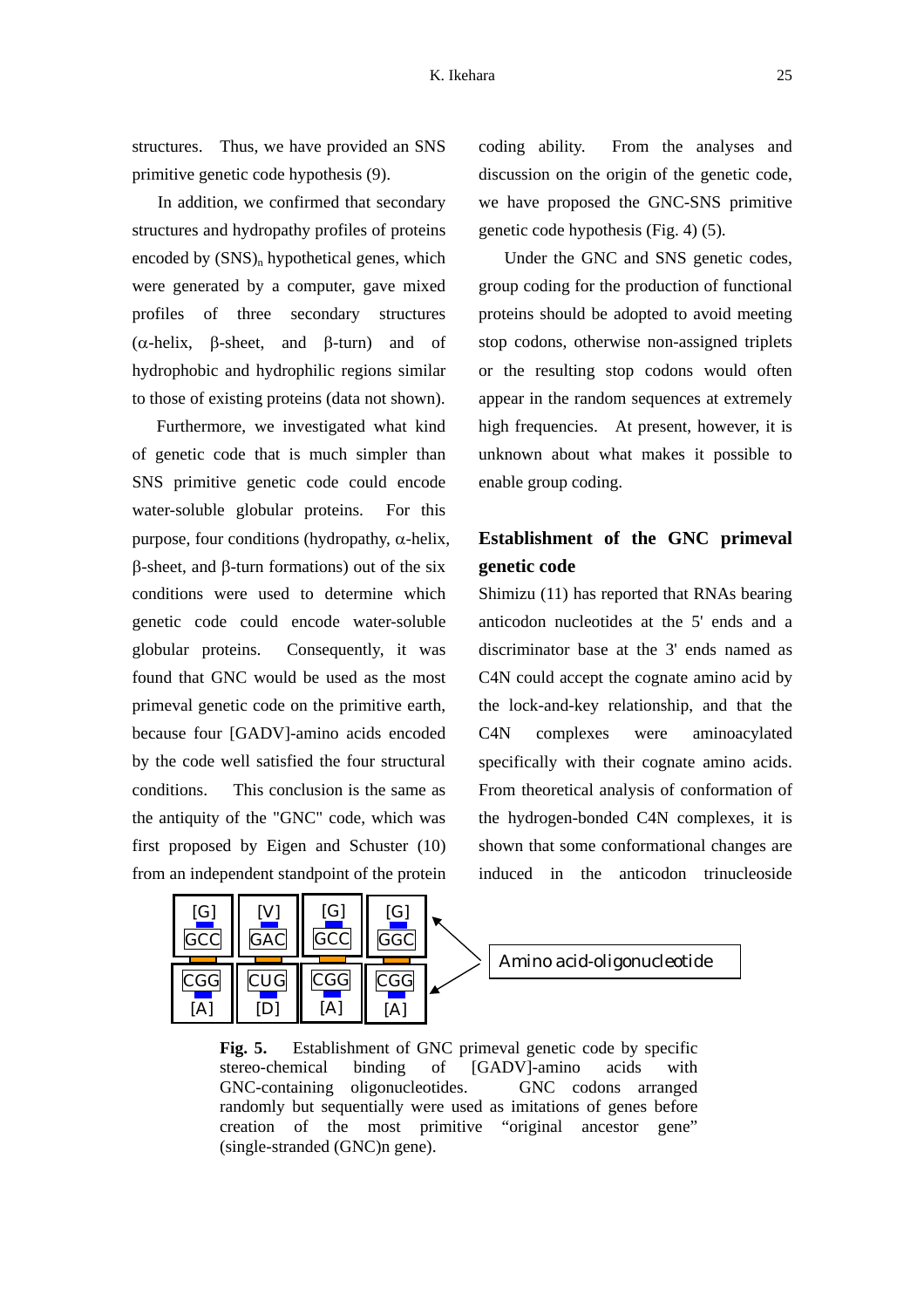structures. Thus, we have provided an SNS primitive genetic code hypothesis (9).

In addition, we confirmed that secondary structures and hydropathy profiles of proteins encoded by $(SNS)_n$ hypothetical genes, which were generated by a computer, gave mixed profiles of three secondary structures (α-helix, β-sheet, and β-turn) and of hydrophobic and hydrophilic regions similar to those of existing proteins (data not shown).

Furthermore, we investigated what kind of genetic code that is much simpler than SNS primitive genetic code could encode water-soluble globular proteins. For this purpose, four conditions (hydropathy, α-helix, β-sheet, and β-turn formations) out of the six conditions were used to determine which genetic code could encode water-soluble globular proteins. Consequently, it was found that GNC would be used as the most primeval genetic code on the primitive earth, because four [GADV]-amino acids encoded by the code well satisfied the four structural conditions. This conclusion is the same as the antiquity of the "GNC" code, which was first proposed by Eigen and Schuster (10) from an independent standpoint of the protein coding ability. From the analyses and discussion on the origin of the genetic code, we have proposed the GNC-SNS primitive genetic code hypothesis (Fig. 4) (5).

Under the GNC and SNS genetic codes, group coding for the production of functional proteins should be adopted to avoid meeting stop codons, otherwise non-assigned triplets or the resulting stop codons would often appear in the random sequences at extremely high frequencies. At present, however, it is unknown about what makes it possible to enable group coding.

## Establishment of the GNC primeval genetic code

Shimizu (11) has reported that RNAs bearing anticodon nucleotides at the 5' ends and a discriminator base at the 3' ends named as C4N could accept the cognate amino acid by the lock-and-key relationship, and that the C4N complexes were aminoacylated specifically with their cognate amino acids. From theoretical analysis of conformation of the hydrogen-bonded C4N complexes, it is shown that some conformational changes are induced in the anticodon trinucleoside

| [G] | [V] | [G] | [G] |
|---|---|---|---|
| GCC | GAC | GCC | GGC |
| CGG | CUG | CGG | CGG |
| [A] | [D] | [A] | [A] |

Amino acid-oligonucleotide

**Fig. 5.** Establishment of GNC primeval genetic code by specific stereo-chemical binding of [GADV]-amino acids with GNC-containing oligonucleotides. GNC codons arranged randomly but sequentially were used as imitations of genes before creation of the most primitive "original ancestor gene" (single-stranded (GNC)n gene).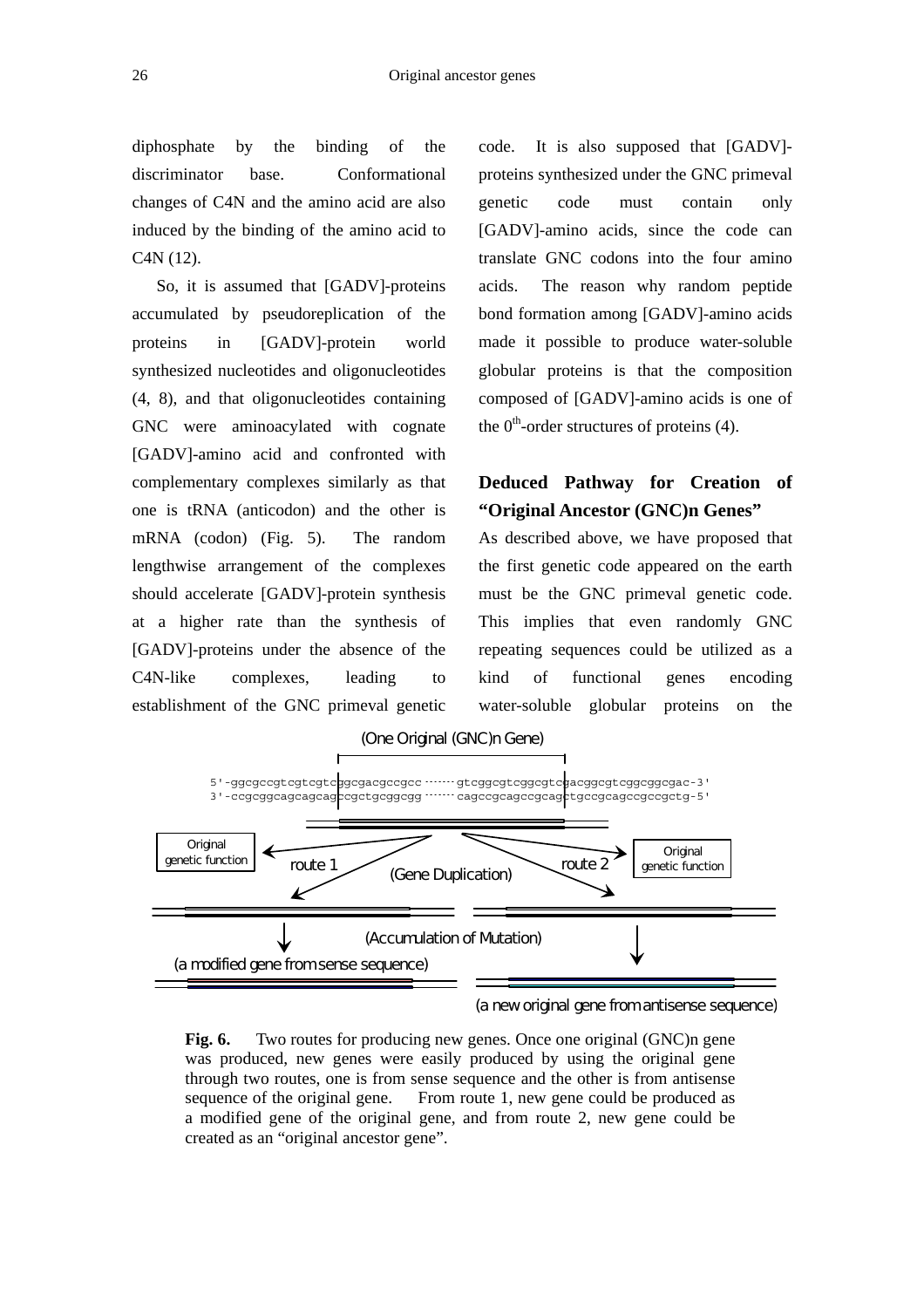diphosphate by the binding of the discriminator base. Conformational changes of C4N and the amino acid are also induced by the binding of the amino acid to C4N (12).

So, it is assumed that [GADV]-proteins accumulated by pseudoreplication of the proteins in [GADV]-protein world synthesized nucleotides and oligonucleotides (4, 8), and that oligonucleotides containing GNC were aminoacylated with cognate [GADV]-amino acid and confronted with complementary complexes similarly as that one is tRNA (anticodon) and the other is mRNA (codon) (Fig. 5). The random lengthwise arrangement of the complexes should accelerate [GADV]-protein synthesis at a higher rate than the synthesis of [GADV]-proteins under the absence of the C4N-like complexes, leading to establishment of the GNC primeval genetic code. It is also supposed that [GADV]-proteins synthesized under the GNC primeval genetic code must contain only [GADV]-amino acids, since the code can translate GNC codons into the four amino acids. The reason why random peptide bond formation among [GADV]-amino acids made it possible to produce water-soluble globular proteins is that the composition composed of [GADV]-amino acids is one of the $0^{th}$-order structures of proteins (4).

## Deduced Pathway for Creation of "Original Ancestor (GNC)n Genes"

As described above, we have proposed that the first genetic code appeared on the earth must be the GNC primeval genetic code. This implies that even randomly GNC repeating sequences could be utilized as a kind of functional genes encoding water-soluble globular proteins on the

(One Original (GNC)n Gene)

```
5'-ggcgccgtcgtcgtcggcgacgccgcc·······gtcggcgtcggcgtcgacggcgtcggcggcgac-3'
3'-ccgcggcagcagcagccgctgcggcgg·······cagccgcagccgcagctgccgcagccgccgctg-5'
```

Original genetic function — route 1 — (Gene Duplication) — route 2 — Original genetic function

(Accumulation of Mutation)

(a modified gene from sense sequence)

(a new original gene from antisense sequence)

**Fig. 6.** Two routes for producing new genes. Once one original (GNC)n gene was produced, new genes were easily produced by using the original gene through two routes, one is from sense sequence and the other is from antisense sequence of the original gene. From route 1, new gene could be produced as a modified gene of the original gene, and from route 2, new gene could be created as an "original ancestor gene".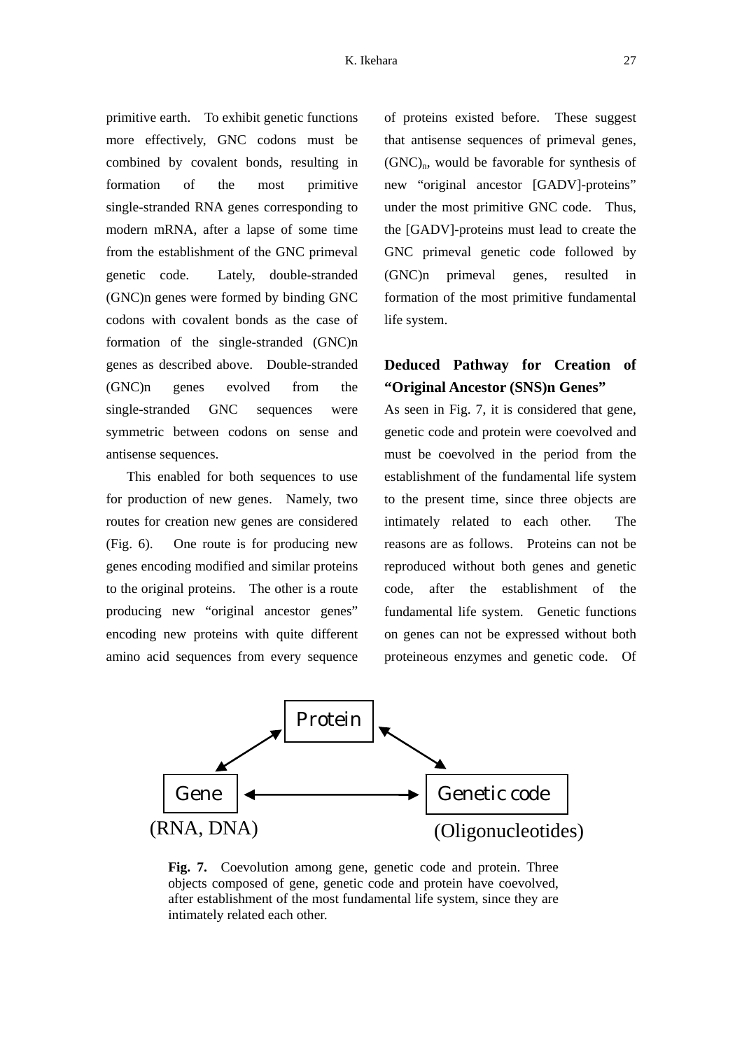primitive earth. To exhibit genetic functions more effectively, GNC codons must be combined by covalent bonds, resulting in formation of the most primitive single-stranded RNA genes corresponding to modern mRNA, after a lapse of some time from the establishment of the GNC primeval genetic code. Lately, double-stranded (GNC)n genes were formed by binding GNC codons with covalent bonds as the case of formation of the single-stranded (GNC)n genes as described above. Double-stranded (GNC)n genes evolved from the single-stranded GNC sequences were symmetric between codons on sense and antisense sequences.

This enabled for both sequences to use for production of new genes. Namely, two routes for creation new genes are considered (Fig. 6). One route is for producing new genes encoding modified and similar proteins to the original proteins. The other is a route producing new "original ancestor genes" encoding new proteins with quite different amino acid sequences from every sequence of proteins existed before. These suggest that antisense sequences of primeval genes, $(GNC)_n$, would be favorable for synthesis of new "original ancestor [GADV]-proteins" under the most primitive GNC code. Thus, the [GADV]-proteins must lead to create the GNC primeval genetic code followed by (GNC)n primeval genes, resulted in formation of the most primitive fundamental life system.

## Deduced Pathway for Creation of "Original Ancestor (SNS)n Genes"

As seen in Fig. 7, it is considered that gene, genetic code and protein were coevolved and must be coevolved in the period from the establishment of the fundamental life system to the present time, since three objects are intimately related to each other. The reasons are as follows. Proteins can not be reproduced without both genes and genetic code, after the establishment of the fundamental life system. Genetic functions on genes can not be expressed without both proteineous enzymes and genetic code. Of

Protein

Gene (RNA, DNA)

Genetic code (Oligonucleotides)

**Fig. 7.** Coevolution among gene, genetic code and protein. Three objects composed of gene, genetic code and protein have coevolved, after establishment of the most fundamental life system, since they are intimately related each other.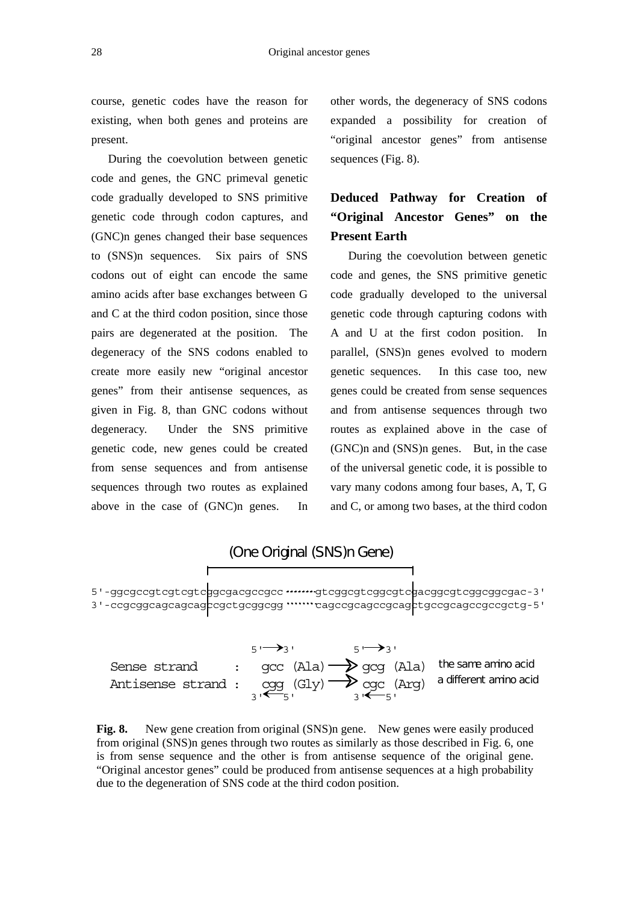course, genetic codes have the reason for existing, when both genes and proteins are present.

During the coevolution between genetic code and genes, the GNC primeval genetic code gradually developed to SNS primitive genetic code through codon captures, and (GNC)n genes changed their base sequences to (SNS)n sequences. Six pairs of SNS codons out of eight can encode the same amino acids after base exchanges between G and C at the third codon position, since those pairs are degenerated at the position. The degeneracy of the SNS codons enabled to create more easily new "original ancestor genes" from their antisense sequences, as given in Fig. 8, than GNC codons without degeneracy. Under the SNS primitive genetic code, new genes could be created from sense sequences and from antisense sequences through two routes as explained above in the case of (GNC)n genes. In other words, the degeneracy of SNS codons expanded a possibility for creation of "original ancestor genes" from antisense sequences (Fig. 8).

## Deduced Pathway for Creation of "Original Ancestor Genes" on the Present Earth

During the coevolution between genetic code and genes, the SNS primitive genetic code gradually developed to the universal genetic code through capturing codons with A and U at the first codon position. In parallel, (SNS)n genes evolved to modern genetic sequences. In this case too, new genes could be created from sense sequences and from antisense sequences through two routes as explained above in the case of (GNC)n and (SNS)n genes. But, in the case of the universal genetic code, it is possible to vary many codons among four bases, A, T, G and C, or among two bases, at the third codon

```
                     (One Original (SNS)n Gene)
5'-ggcgccgtcgtcgtcggcgacgccgcc·······gtcggcgtcggcgtcgacggcgtcggcggcgac-3'
3'-ccgcggcagcagcagccgctgcggcgg·······cagccgcagccgcagctgccgcagccgccgctg-5'

                          5'→3'          5'→3'
Sense strand      :   gcc (Ala) ⟶ gcg (Ala)   the same amino acid
Antisense strand  :   cgg (Gly) ⟶ cgc (Arg)   a different amino acid
                          3'←5'          3'←5'
```

**Fig. 8.** New gene creation from original (SNS)n gene. New genes were easily produced from original (SNS)n genes through two routes as similarly as those described in Fig. 6, one is from sense sequence and the other is from antisense sequence of the original gene. "Original ancestor genes" could be produced from antisense sequences at a high probability due to the degeneration of SNS code at the third codon position.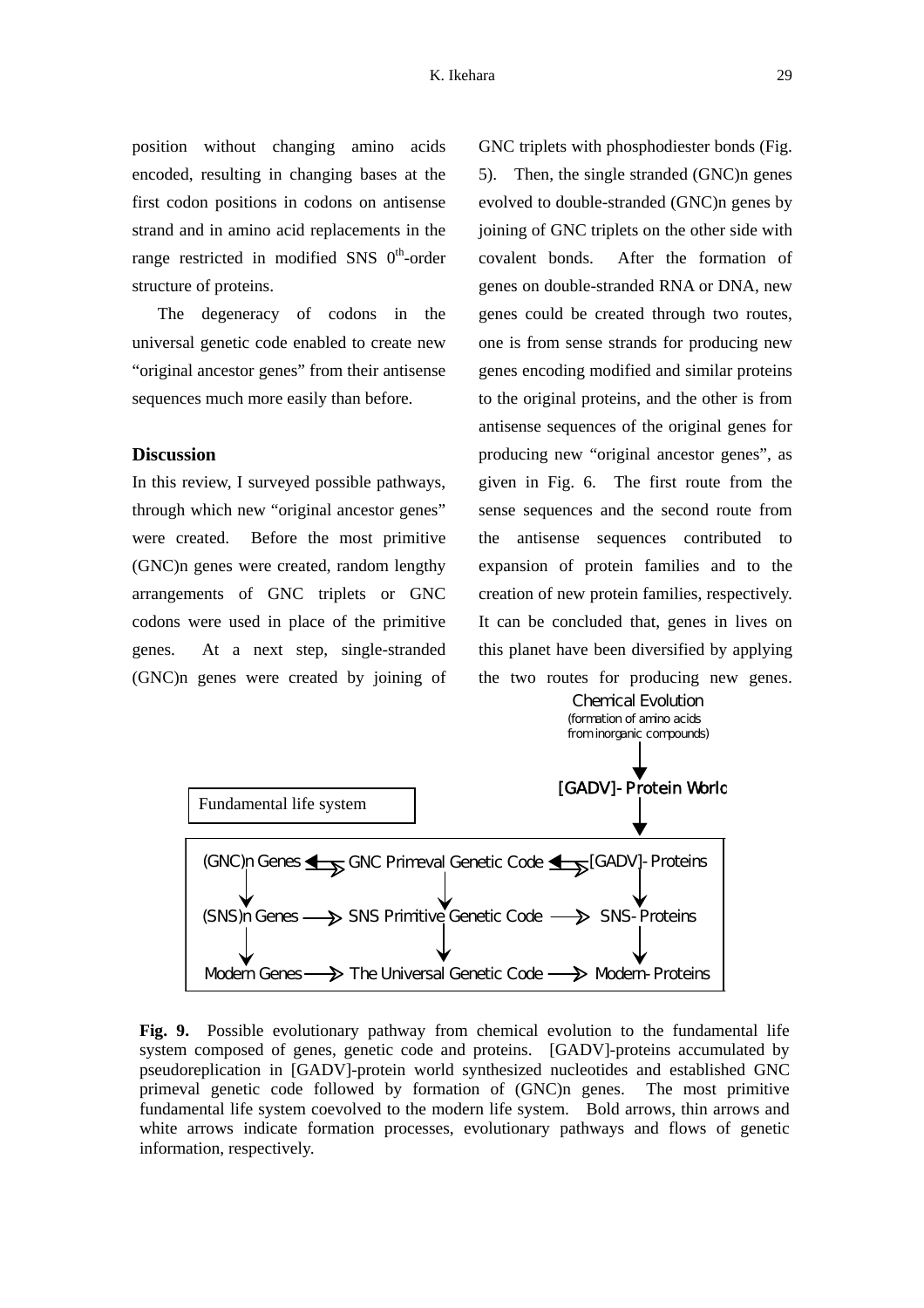position without changing amino acids encoded, resulting in changing bases at the first codon positions in codons on antisense strand and in amino acid replacements in the range restricted in modified SNS $0^{th}$-order structure of proteins.

The degeneracy of codons in the universal genetic code enabled to create new "original ancestor genes" from their antisense sequences much more easily than before.

## Discussion

In this review, I surveyed possible pathways, through which new "original ancestor genes" were created. Before the most primitive (GNC)n genes were created, random lengthy arrangements of GNC triplets or GNC codons were used in place of the primitive genes. At a next step, single-stranded (GNC)n genes were created by joining of GNC triplets with phosphodiester bonds (Fig. 5). Then, the single stranded (GNC)n genes evolved to double-stranded (GNC)n genes by joining of GNC triplets on the other side with covalent bonds. After the formation of genes on double-stranded RNA or DNA, new genes could be created through two routes, one is from sense strands for producing new genes encoding modified and similar proteins to the original proteins, and the other is from antisense sequences of the original genes for producing new "original ancestor genes", as given in Fig. 6. The first route from the sense sequences and the second route from the antisense sequences contributed to expansion of protein families and to the creation of new protein families, respectively. It can be concluded that, genes in lives on this planet have been diversified by applying the two routes for producing new genes.

Chemical Evolution
(formation of amino acids from inorganic compounds)

[GADV]-Protein World

Fundamental life system

| (GNC)n Genes | GNC Primeval Genetic Code | [GADV]-Proteins |
|---|---|---|
| (SNS)n Genes | SNS Primitive Genetic Code | SNS-Proteins |
| Modern Genes | The Universal Genetic Code | Modern-Proteins |

**Fig. 9.** Possible evolutionary pathway from chemical evolution to the fundamental life system composed of genes, genetic code and proteins. [GADV]-proteins accumulated by pseudoreplication in [GADV]-protein world synthesized nucleotides and established GNC primeval genetic code followed by formation of (GNC)n genes. The most primitive fundamental life system coevolved to the modern life system. Bold arrows, thin arrows and white arrows indicate formation processes, evolutionary pathways and flows of genetic information, respectively.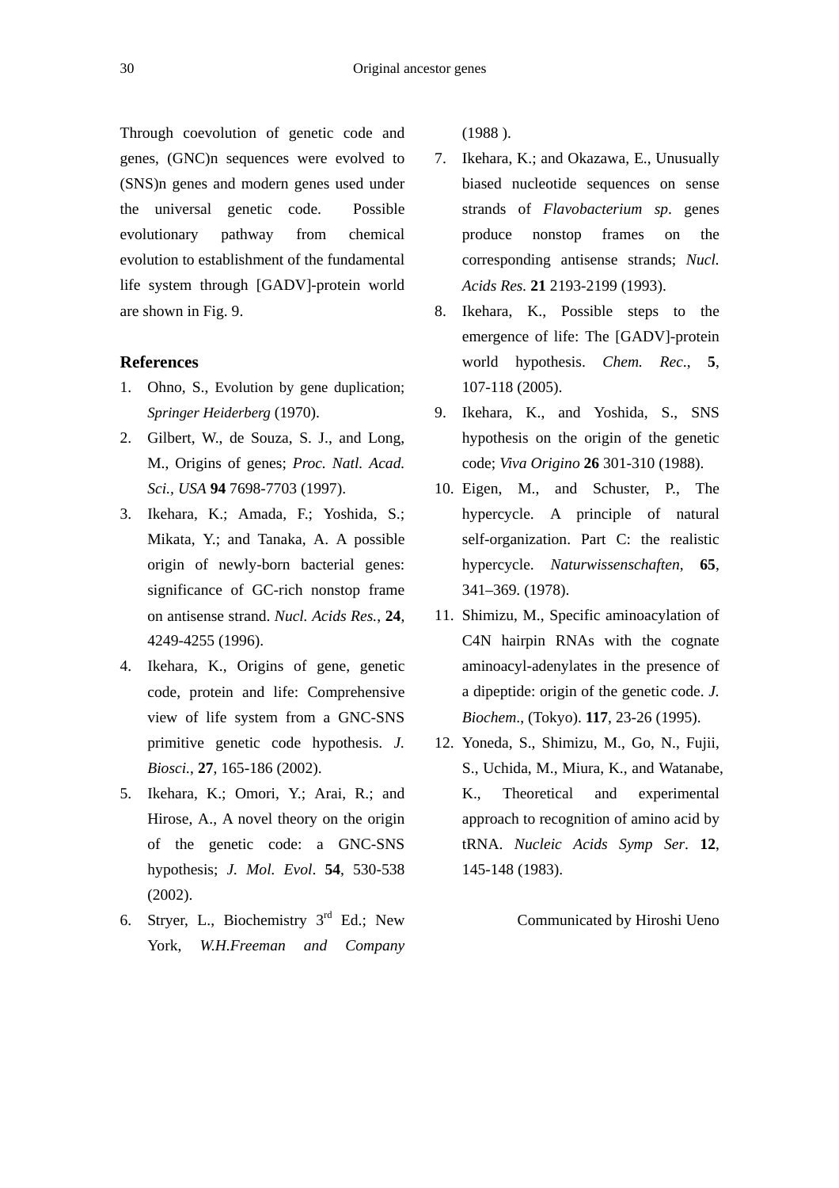Through coevolution of genetic code and genes, (GNC)n sequences were evolved to (SNS)n genes and modern genes used under the universal genetic code. Possible evolutionary pathway from chemical evolution to establishment of the fundamental life system through [GADV]-protein world are shown in Fig. 9.

## References

1. Ohno, S., Evolution by gene duplication; *Springer Heiderberg* (1970).
2. Gilbert, W., de Souza, S. J., and Long, M., Origins of genes; *Proc. Natl. Acad. Sci., USA* **94** 7698-7703 (1997).
3. Ikehara, K.; Amada, F.; Yoshida, S.; Mikata, Y.; and Tanaka, A. A possible origin of newly-born bacterial genes: significance of GC-rich nonstop frame on antisense strand. *Nucl. Acids Res.*, **24**, 4249-4255 (1996).
4. Ikehara, K., Origins of gene, genetic code, protein and life: Comprehensive view of life system from a GNC-SNS primitive genetic code hypothesis. *J. Biosci.*, **27**, 165-186 (2002).
5. Ikehara, K.; Omori, Y.; Arai, R.; and Hirose, A., A novel theory on the origin of the genetic code: a GNC-SNS hypothesis; *J. Mol. Evol*. **54**, 530-538 (2002).
6. Stryer, L., Biochemistry 3rd Ed.; New York, *W.H.Freeman and Company* (1988 ).
7. Ikehara, K.; and Okazawa, E., Unusually biased nucleotide sequences on sense strands of *Flavobacterium sp*. genes produce nonstop frames on the corresponding antisense strands; *Nucl. Acids Res.* **21** 2193-2199 (1993).
8. Ikehara, K., Possible steps to the emergence of life: The [GADV]-protein world hypothesis. *Chem. Rec.*, **5**, 107-118 (2005).
9. Ikehara, K., and Yoshida, S., SNS hypothesis on the origin of the genetic code; *Viva Origino* **26** 301-310 (1988).
10. Eigen, M., and Schuster, P., The hypercycle. A principle of natural self-organization. Part C: the realistic hypercycle. *Naturwissenschaften*, **65**, 341–369. (1978).
11. Shimizu, M., Specific aminoacylation of C4N hairpin RNAs with the cognate aminoacyl-adenylates in the presence of a dipeptide: origin of the genetic code. *J. Biochem*., (Tokyo). **117**, 23-26 (1995).
12. Yoneda, S., Shimizu, M., Go, N., Fujii, S., Uchida, M., Miura, K., and Watanabe, K., Theoretical and experimental approach to recognition of amino acid by tRNA. *Nucleic Acids Symp Ser*. **12**, 145-148 (1983).

Communicated by Hiroshi Ueno